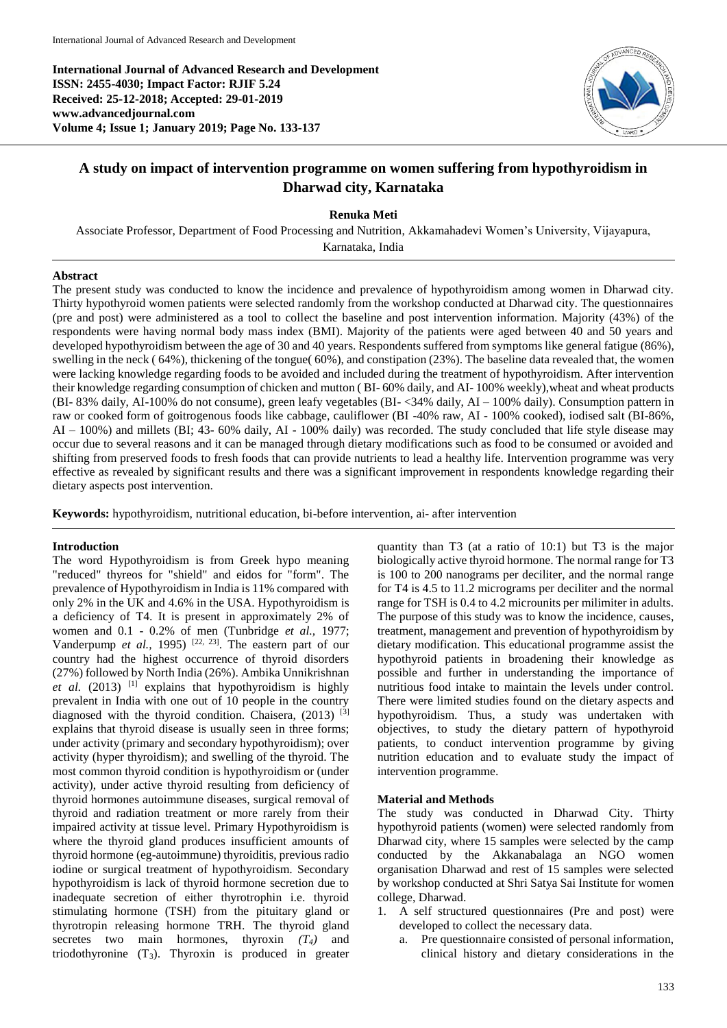**International Journal of Advanced Research and Development**
**ISSN: 2455-4030; Impact Factor: RJIF 5.24**
**Received: 25-12-2018; Accepted: 29-01-2019**
**www.advancedjournal.com**
**Volume 4; Issue 1; January 2019; Page No. 133-137**

# A study on impact of intervention programme on women suffering from hypothyroidism in Dharwad city, Karnataka

**Renuka Meti**

Associate Professor, Department of Food Processing and Nutrition, Akkamahadevi Women's University, Vijayapura, Karnataka, India

## Abstract

The present study was conducted to know the incidence and prevalence of hypothyroidism among women in Dharwad city. Thirty hypothyroid women patients were selected randomly from the workshop conducted at Dharwad city. The questionnaires (pre and post) were administered as a tool to collect the baseline and post intervention information. Majority (43%) of the respondents were having normal body mass index (BMI). Majority of the patients were aged between 40 and 50 years and developed hypothyroidism between the age of 30 and 40 years. Respondents suffered from symptoms like general fatigue (86%), swelling in the neck ( 64%), thickening of the tongue( 60%), and constipation (23%). The baseline data revealed that, the women were lacking knowledge regarding foods to be avoided and included during the treatment of hypothyroidism. After intervention their knowledge regarding consumption of chicken and mutton ( BI- 60% daily, and AI- 100% weekly),wheat and wheat products (BI- 83% daily, AI-100% do not consume), green leafy vegetables (BI- <34% daily, AI – 100% daily). Consumption pattern in raw or cooked form of goitrogenous foods like cabbage, cauliflower (BI -40% raw, AI - 100% cooked), iodised salt (BI-86%, AI – 100%) and millets (BI; 43- 60% daily, AI - 100% daily) was recorded. The study concluded that life style disease may occur due to several reasons and it can be managed through dietary modifications such as food to be consumed or avoided and shifting from preserved foods to fresh foods that can provide nutrients to lead a healthy life. Intervention programme was very effective as revealed by significant results and there was a significant improvement in respondents knowledge regarding their dietary aspects post intervention.

**Keywords:** hypothyroidism, nutritional education, bi-before intervention, ai- after intervention

## Introduction

The word Hypothyroidism is from Greek hypo meaning "reduced" thyreos for "shield" and eidos for "form". The prevalence of Hypothyroidism in India is 11% compared with only 2% in the UK and 4.6% in the USA. Hypothyroidism is a deficiency of T4. It is present in approximately 2% of women and 0.1 - 0.2% of men (Tunbridge *et al.*, 1977; Vanderpump *et al.*, 1995) [22, 23]. The eastern part of our country had the highest occurrence of thyroid disorders (27%) followed by North India (26%). Ambika Unnikrishnan *et al.* (2013) [1] explains that hypothyroidism is highly prevalent in India with one out of 10 people in the country diagnosed with the thyroid condition. Chaisera, (2013) [3] explains that thyroid disease is usually seen in three forms; under activity (primary and secondary hypothyroidism); over activity (hyper thyroidism); and swelling of the thyroid. The most common thyroid condition is hypothyroidism or (under activity), under active thyroid resulting from deficiency of thyroid hormones autoimmune diseases, surgical removal of thyroid and radiation treatment or more rarely from their impaired activity at tissue level. Primary Hypothyroidism is where the thyroid gland produces insufficient amounts of thyroid hormone (eg-autoimmune) thyroiditis, previous radio iodine or surgical treatment of hypothyroidism. Secondary hypothyroidism is lack of thyroid hormone secretion due to inadequate secretion of either thyrotrophin i.e. thyroid stimulating hormone (TSH) from the pituitary gland or thyrotropin releasing hormone TRH. The thyroid gland secretes two main hormones, thyroxin *($T_4$)* and triodothyronine ($T_3$). Thyroxin is produced in greater quantity than T3 (at a ratio of 10:1) but T3 is the major biologically active thyroid hormone. The normal range for T3 is 100 to 200 nanograms per deciliter, and the normal range for T4 is 4.5 to 11.2 micrograms per deciliter and the normal range for TSH is 0.4 to 4.2 microunits per milimiter in adults. The purpose of this study was to know the incidence, causes, treatment, management and prevention of hypothyroidism by dietary modification. This educational programme assist the hypothyroid patients in broadening their knowledge as possible and further in understanding the importance of nutritious food intake to maintain the levels under control. There were limited studies found on the dietary aspects and hypothyroidism. Thus, a study was undertaken with objectives, to study the dietary pattern of hypothyroid patients, to conduct intervention programme by giving nutrition education and to evaluate study the impact of intervention programme.

## Material and Methods

The study was conducted in Dharwad City. Thirty hypothyroid patients (women) were selected randomly from Dharwad city, where 15 samples were selected by the camp conducted by the Akkanabalaga an NGO women organisation Dharwad and rest of 15 samples were selected by workshop conducted at Shri Satya Sai Institute for women college, Dharwad.

1. A self structured questionnaires (Pre and post) were developed to collect the necessary data.
   a. Pre questionnaire consisted of personal information, clinical history and dietary considerations in the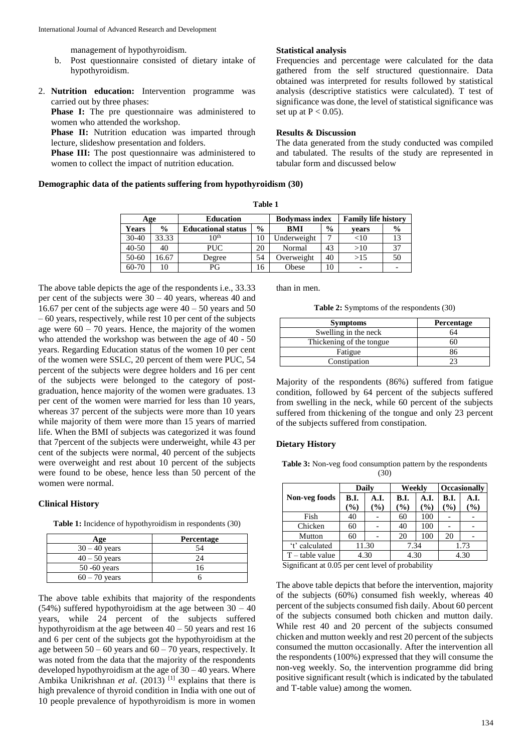management of hypothyroidism.

b. Post questionnaire consisted of dietary intake of hypothyroidism.

2. **Nutrition education:** Intervention programme was carried out by three phases:

   **Phase I:** The pre questionnaire was administered to women who attended the workshop.

   **Phase II:** Nutrition education was imparted through lecture, slideshow presentation and folders.

   **Phase III:** The post questionnaire was administered to women to collect the impact of nutrition education.

### Statistical analysis

Frequencies and percentage were calculated for the data gathered from the self structured questionnaire. Data obtained was interpreted for results followed by statistical analysis (descriptive statistics were calculated). T test of significance was done, the level of statistical significance was set up at $P < 0.05$).

### Results & Discussion

The data generated from the study conducted was compiled and tabulated. The results of the study are represented in tabular form and discussed below

**Demographic data of the patients suffering from hypothyroidism (30)**

**Table 1**

| Age | | Education | | Bodymass index | | Family life history | |
|---|---|---|---|---|---|---|---|
| Years | % | Educational status | % | BMI | % | years | % |
| 30-40 | 33.33 | 10th | 10 | Underweight | 7 | <10 | 13 |
| 40-50 | 40 | PUC | 20 | Normal | 43 | >10 | 37 |
| 50-60 | 16.67 | Degree | 54 | Overweight | 40 | >15 | 50 |
| 60-70 | 10 | PG | 16 | Obese | 10 | - | - |

The above table depicts the age of the respondents i.e., 33.33 per cent of the subjects were 30 – 40 years, whereas 40 and 16.67 per cent of the subjects age were 40 – 50 years and 50 – 60 years, respectively, while rest 10 per cent of the subjects age were 60 – 70 years. Hence, the majority of the women who attended the workshop was between the age of 40 - 50 years. Regarding Education status of the women 10 per cent of the women were SSLC, 20 percent of them were PUC, 54 percent of the subjects were degree holders and 16 per cent of the subjects were belonged to the category of post-graduation, hence majority of the women were graduates. 13 per cent of the women were married for less than 10 years, whereas 37 percent of the subjects were more than 10 years while majority of them were more than 15 years of married life. When the BMI of subjects was categorized it was found that 7percent of the subjects were underweight, while 43 per cent of the subjects were normal, 40 percent of the subjects were overweight and rest about 10 percent of the subjects were found to be obese, hence less than 50 percent of the women were normal.

### Clinical History

**Table 1:** Incidence of hypothyroidism in respondents (30)

| Age | Percentage |
|---|---|
| 30 – 40 years | 54 |
| 40 – 50 years | 24 |
| 50 -60 years | 16 |
| 60 – 70 years | 6 |

The above table exhibits that majority of the respondents (54%) suffered hypothyroidism at the age between 30 – 40 years, while 24 percent of the subjects suffered hypothyroidism at the age between 40 – 50 years and rest 16 and 6 per cent of the subjects got the hypothyroidism at the age between 50 – 60 years and 60 – 70 years, respectively. It was noted from the data that the majority of the respondents developed hypothyroidism at the age of 30 – 40 years. Where Ambika Unikrishnan *et al*. (2013) [1] explains that there is high prevalence of thyroid condition in India with one out of 10 people prevalence of hypothyroidism is more in women than in men.

**Table 2:** Symptoms of the respondents (30)

| Symptoms | Percentage |
|---|---|
| Swelling in the neck | 64 |
| Thickening of the tongue | 60 |
| Fatigue | 86 |
| Constipation | 23 |

Majority of the respondents (86%) suffered from fatigue condition, followed by 64 percent of the subjects suffered from swelling in the neck, while 60 percent of the subjects suffered from thickening of the tongue and only 23 percent of the subjects suffered from constipation.

### Dietary History

**Table 3:** Non-veg food consumption pattern by the respondents (30)

| Non-veg foods | Daily | | Weekly | | Occasionally | |
|---|---|---|---|---|---|---|
| | B.I. (%) | A.I. (%) | B.I. (%) | A.I. (%) | B.I. (%) | A.I. (%) |
| Fish | 40 | - | 60 | 100 | - | - |
| Chicken | 60 | - | 40 | 100 | - | - |
| Mutton | 60 | - | 20 | 100 | 20 | - |
| 't' calculated | 11.30 | | 7.34 | | 1.73 | |
| T – table value | 4.30 | | 4.30 | | 4.30 | |

Significant at 0.05 per cent level of probability

The above table depicts that before the intervention, majority of the subjects (60%) consumed fish weekly, whereas 40 percent of the subjects consumed fish daily. About 60 percent of the subjects consumed both chicken and mutton daily. While rest 40 and 20 percent of the subjects consumed chicken and mutton weekly and rest 20 percent of the subjects consumed the mutton occasionally. After the intervention all the respondents (100%) expressed that they will consume the non-veg weekly. So, the intervention programme did bring positive significant result (which is indicated by the tabulated and T-table value) among the women.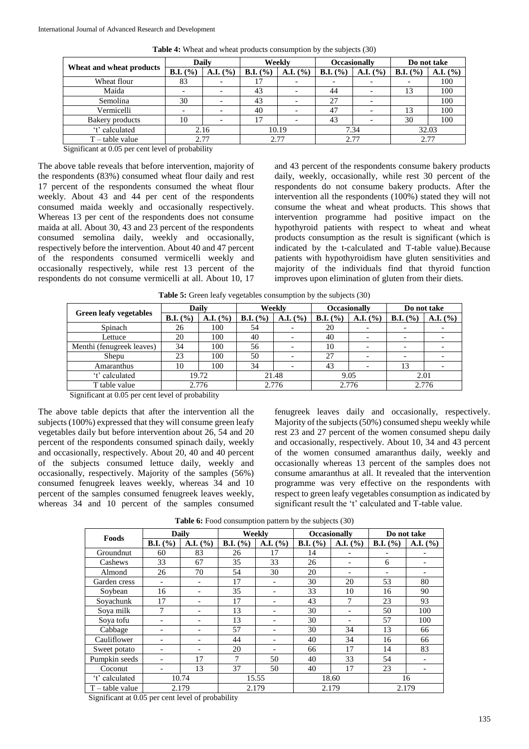**Table 4:** Wheat and wheat products consumption by the subjects (30)

| Wheat and wheat products | Daily | | Weekly | | Occasionally | | Do not take | |
|---|---|---|---|---|---|---|---|---|
| | B.I. (%) | A.I. (%) | B.I. (%) | A.I. (%) | B.I. (%) | A.I. (%) | B.I. (%) | A.I. (%) |
| Wheat flour | 83 | - | 17 | - | - | - | - | 100 |
| Maida | - | - | 43 | - | 44 | - | 13 | 100 |
| Semolina | 30 | - | 43 | - | 27 | - | | 100 |
| Vermicelli | - | - | 40 | - | 47 | - | 13 | 100 |
| Bakery products | 10 | - | 17 | - | 43 | - | 30 | 100 |
| 't' calculated | 2.16 | | 10.19 | | 7.34 | | 32.03 | |
| T – table value | 2.77 | | 2.77 | | 2.77 | | 2.77 | |

Significant at 0.05 per cent level of probability

The above table reveals that before intervention, majority of the respondents (83%) consumed wheat flour daily and rest 17 percent of the respondents consumed the wheat flour weekly. About 43 and 44 per cent of the respondents consumed maida weekly and occasionally respectively. Whereas 13 per cent of the respondents does not consume maida at all. About 30, 43 and 23 percent of the respondents consumed semolina daily, weekly and occasionally, respectively before the intervention. About 40 and 47 percent of the respondents consumed vermicelli weekly and occasionally respectively, while rest 13 percent of the respondents do not consume vermicelli at all. About 10, 17 and 43 percent of the respondents consume bakery products daily, weekly, occasionally, while rest 30 percent of the respondents do not consume bakery products. After the intervention all the respondents (100%) stated they will not consume the wheat and wheat products. This shows that intervention programme had positive impact on the hypothyroid patients with respect to wheat and wheat products consumption as the result is significant (which is indicated by the t-calculated and T-table value).Because patients with hypothyroidism have gluten sensitivities and majority of the individuals find that thyroid function improves upon elimination of gluten from their diets.

**Table 5:** Green leafy vegetables consumption by the subjects (30)

| Green leafy vegetables | Daily | | Weekly | | Occasionally | | Do not take | |
|---|---|---|---|---|---|---|---|---|
| | B.I. (%) | A.I. (%) | B.I. (%) | A.I. (%) | B.I. (%) | A.I. (%) | B.I. (%) | A.I. (%) |
| Spinach | 26 | 100 | 54 | - | 20 | - | - | - |
| Lettuce | 20 | 100 | 40 | - | 40 | - | - | - |
| Menthi (fenugreek leaves) | 34 | 100 | 56 | - | 10 | - | - | - |
| Shepu | 23 | 100 | 50 | - | 27 | - | - | - |
| Amaranthus | 10 | 100 | 34 | - | 43 | - | 13 | - |
| 't' calculated | 19.72 | | 21.48 | | 9.05 | | 2.01 | |
| T table value | 2.776 | | 2.776 | | 2.776 | | 2.776 | |

Significant at 0.05 per cent level of probability

The above table depicts that after the intervention all the subjects (100%) expressed that they will consume green leafy vegetables daily but before intervention about 26, 54 and 20 percent of the respondents consumed spinach daily, weekly and occasionally, respectively. About 20, 40 and 40 percent of the subjects consumed lettuce daily, weekly and occasionally, respectively. Majority of the samples (56%) consumed fenugreek leaves weekly, whereas 34 and 10 percent of the samples consumed fenugreek leaves weekly, whereas 34 and 10 percent of the samples consumed fenugreek leaves daily and occasionally, respectively. Majority of the subjects (50%) consumed shepu weekly while rest 23 and 27 percent of the women consumed shepu daily and occasionally, respectively. About 10, 34 and 43 percent of the women consumed amaranthus daily, weekly and occasionally whereas 13 percent of the samples does not consume amaranthus at all. It revealed that the intervention programme was very effective on the respondents with respect to green leafy vegetables consumption as indicated by significant result the 't' calculated and T-table value.

**Table 6:** Food consumption pattern by the subjects (30)

| Foods | Daily | | Weekly | | Occasionally | | Do not take | |
|---|---|---|---|---|---|---|---|---|
| | B.I. (%) | A.I. (%) | B.I. (%) | A.I. (%) | B.I. (%) | A.I. (%) | B.I. (%) | A.I. (%) |
| Groundnut | 60 | 83 | 26 | 17 | 14 | - | - | - |
| Cashews | 33 | 67 | 35 | 33 | 26 | - | 6 | - |
| Almond | 26 | 70 | 54 | 30 | 20 | - | - | - |
| Garden cress | - | - | 17 | - | 30 | 20 | 53 | 80 |
| Soybean | 16 | - | 35 | - | 33 | 10 | 16 | 90 |
| Soyachunk | 17 | - | 17 | - | 43 | 7 | 23 | 93 |
| Soya milk | 7 | - | 13 | - | 30 | - | 50 | 100 |
| Soya tofu | - | - | 13 | - | 30 | - | 57 | 100 |
| Cabbage | - | - | 57 | - | 30 | 34 | 13 | 66 |
| Cauliflower | - | - | 44 | - | 40 | 34 | 16 | 66 |
| Sweet potato | - | - | 20 | - | 66 | 17 | 14 | 83 |
| Pumpkin seeds | - | 17 | 7 | 50 | 40 | 33 | 54 | - |
| Coconut | - | 13 | 37 | 50 | 40 | 17 | 23 | - |
| 't' calculated | 10.74 | | 15.55 | | 18.60 | | 16 | |
| T – table value | 2.179 | | 2.179 | | 2.179 | | 2.179 | |

Significant at 0.05 per cent level of probability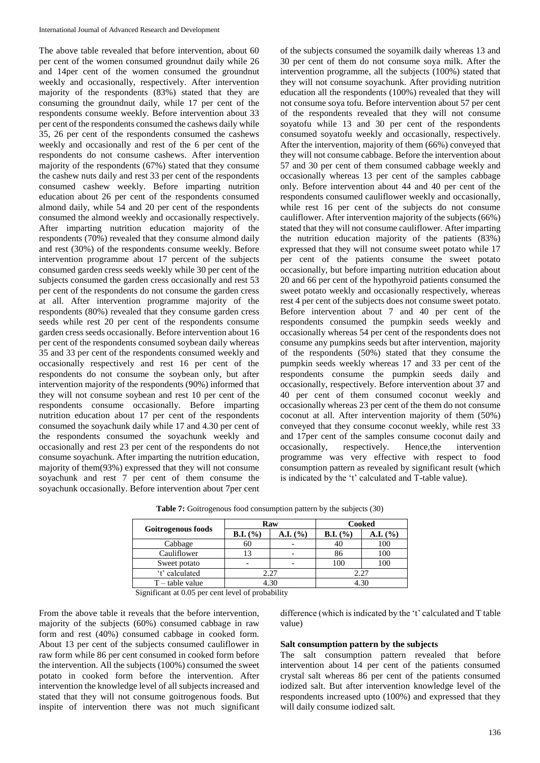The above table revealed that before intervention, about 60 per cent of the women consumed groundnut daily while 26 and 14per cent of the women consumed the groundnut weekly and occasionally, respectively. After intervention majority of the respondents (83%) stated that they are consuming the groundnut daily, while 17 per cent of the respondents consume weekly. Before intervention about 33 per cent of the respondents consumed the cashews daily while 35, 26 per cent of the respondents consumed the cashews weekly and occasionally and rest of the 6 per cent of the respondents do not consume cashews. After intervention majority of the respondents (67%) stated that they consume the cashew nuts daily and rest 33 per cent of the respondents consumed cashew weekly. Before imparting nutrition education about 26 per cent of the respondents consumed almond daily, while 54 and 20 per cent of the respondents consumed the almond weekly and occasionally respectively. After imparting nutrition education majority of the respondents (70%) revealed that they consume almond daily and rest (30%) of the respondents consume weekly. Before intervention programme about 17 percent of the subjects consumed garden cress seeds weekly while 30 per cent of the subjects consumed the garden cress occasionally and rest 53 per cent of the respondents do not consume the garden cress at all. After intervention programme majority of the respondents (80%) revealed that they consume garden cress seeds while rest 20 per cent of the respondents consume garden cress seeds occasionally. Before intervention about 16 per cent of the respondents consumed soybean daily whereas 35 and 33 per cent of the respondents consumed weekly and occasionally respectively and rest 16 per cent of the respondents do not consume the soybean only, but after intervention majority of the respondents (90%) informed that they will not consume soybean and rest 10 per cent of the respondents consume occasionally. Before imparting nutrition education about 17 per cent of the respondents consumed the soyachunk daily while 17 and 4.30 per cent of the respondents consumed the soyachunk weekly and occasionally and rest 23 per cent of the respondents do not consume soyachunk. After imparting the nutrition education, majority of them(93%) expressed that they will not consume soyachunk and rest 7 per cent of them consume the soyachunk occasionally. Before intervention about 7per cent of the subjects consumed the soyamilk daily whereas 13 and 30 per cent of them do not consume soya milk. After the intervention programme, all the subjects (100%) stated that they will not consume soyachunk. After providing nutrition education all the respondents (100%) revealed that they will not consume soya tofu. Before intervention about 57 per cent of the respondents revealed that they will not consume soyatofu while 13 and 30 per cent of the respondents consumed soyatofu weekly and occasionally, respectively. After the intervention, majority of them (66%) conveyed that they will not consume cabbage. Before the intervention about 57 and 30 per cent of them consumed cabbage weekly and occasionally whereas 13 per cent of the samples cabbage only. Before intervention about 44 and 40 per cent of the respondents consumed cauliflower weekly and occasionally, while rest 16 per cent of the subjects do not consume cauliflower. After intervention majority of the subjects (66%) stated that they will not consume cauliflower. After imparting the nutrition education majority of the patients (83%) expressed that they will not consume sweet potato while 17 per cent of the patients consume the sweet potato occasionally, but before imparting nutrition education about 20 and 66 per cent of the hypothyroid patients consumed the sweet potato weekly and occasionally respectively, whereas rest 4 per cent of the subjects does not consume sweet potato. Before intervention about 7 and 40 per cent of the respondents consumed the pumpkin seeds weekly and occasionally whereas 54 per cent of the respondents does not consume any pumpkins seeds but after intervention, majority of the respondents (50%) stated that they consume the pumpkin seeds weekly whereas 17 and 33 per cent of the respondents consume the pumpkin seeds daily and occasionally, respectively. Before intervention about 37 and 40 per cent of them consumed coconut weekly and occasionally whereas 23 per cent of the them do not consume coconut at all. After intervention majority of them (50%) conveyed that they consume coconut weekly, while rest 33 and 17per cent of the samples consume coconut daily and occasionally, respectively. Hence,the intervention programme was very effective with respect to food consumption pattern as revealed by significant result (which is indicated by the 't' calculated and T-table value).

**Table 7:** Goitrogenous food consumption pattern by the subjects (30)

| Goitrogenous foods | Raw | | Cooked | |
|---|---|---|---|---|
| | B.I. (%) | A.I. (%) | B.I. (%) | A.I. (%) |
| Cabbage | 60 | - | 40 | 100 |
| Cauliflower | 13 | - | 86 | 100 |
| Sweet potato | - | - | 100 | 100 |
| 't' calculated | 2.27 | | 2.27 | |
| T – table value | 4.30 | | 4.30 | |

Significant at 0.05 per cent level of probability

From the above table it reveals that the before intervention, majority of the subjects (60%) consumed cabbage in raw form and rest (40%) consumed cabbage in cooked form. About 13 per cent of the subjects consumed cauliflower in raw form while 86 per cent consumed in cooked form before the intervention. All the subjects (100%) consumed the sweet potato in cooked form before the intervention. After intervention the knowledge level of all subjects increased and stated that they will not consume goitrogenous foods. But inspite of intervention there was not much significant difference (which is indicated by the 't' calculated and T table value)

### Salt consumption pattern by the subjects

The salt consumption pattern revealed that before intervention about 14 per cent of the patients consumed crystal salt whereas 86 per cent of the patients consumed iodized salt. But after intervention knowledge level of the respondents increased upto (100%) and expressed that they will daily consume iodized salt.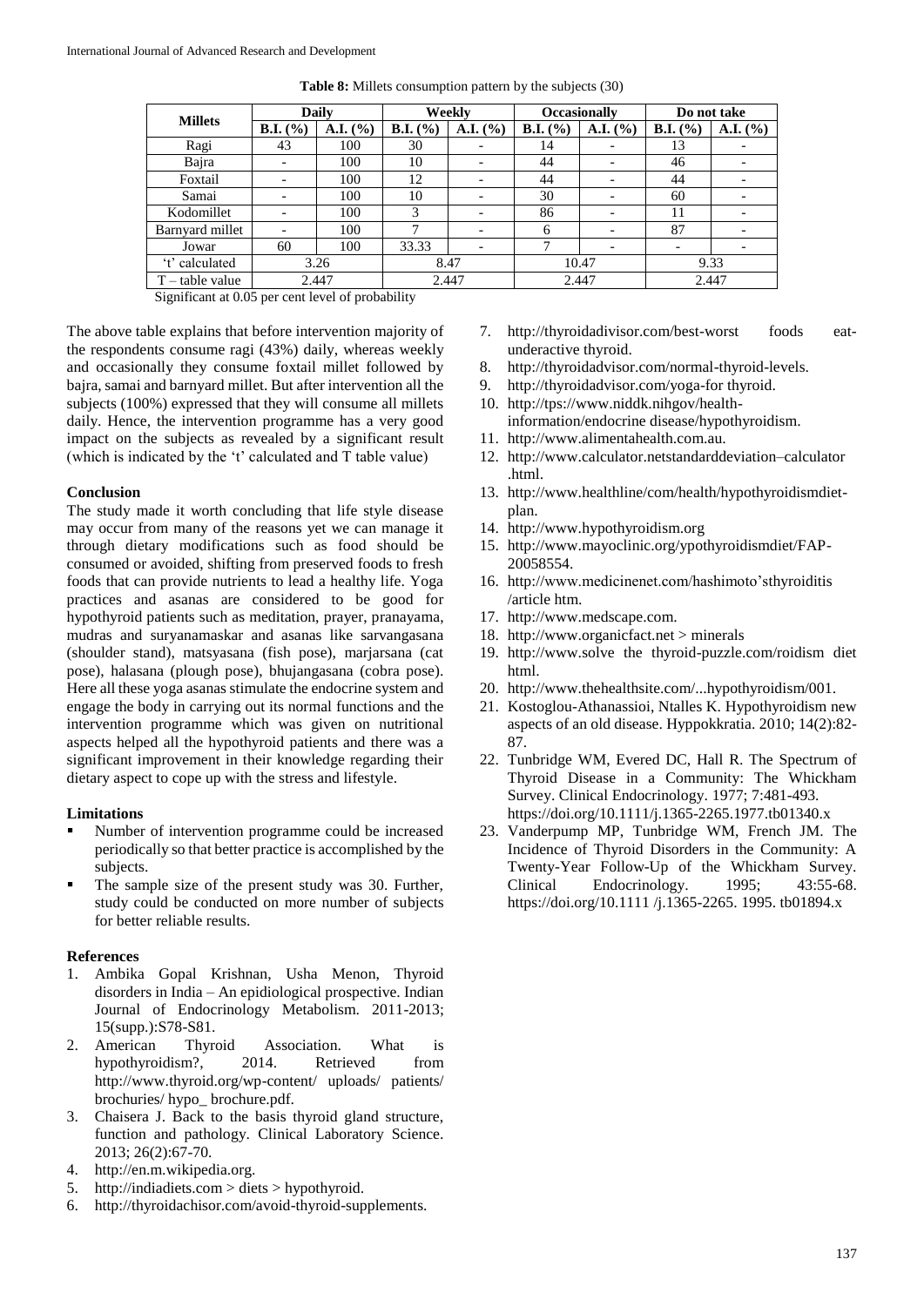**Table 8:** Millets consumption pattern by the subjects (30)

| Millets | Daily | | Weekly | | Occasionally | | Do not take | |
|---|---|---|---|---|---|---|---|---|
| | B.I. (%) | A.I. (%) | B.I. (%) | A.I. (%) | B.I. (%) | A.I. (%) | B.I. (%) | A.I. (%) |
| Ragi | 43 | 100 | 30 | - | 14 | - | 13 | - |
| Bajra | - | 100 | 10 | - | 44 | - | 46 | - |
| Foxtail | - | 100 | 12 | - | 44 | - | 44 | - |
| Samai | - | 100 | 10 | - | 30 | - | 60 | - |
| Kodomillet | - | 100 | 3 | - | 86 | - | 11 | - |
| Barnyard millet | - | 100 | 7 | - | 6 | - | 87 | - |
| Jowar | 60 | 100 | 33.33 | - | 7 | - | - | - |
| 't' calculated | 3.26 | | 8.47 | | 10.47 | | 9.33 | |
| T – table value | 2.447 | | 2.447 | | 2.447 | | 2.447 | |

Significant at 0.05 per cent level of probability

The above table explains that before intervention majority of the respondents consume ragi (43%) daily, whereas weekly and occasionally they consume foxtail millet followed by bajra, samai and barnyard millet. But after intervention all the subjects (100%) expressed that they will consume all millets daily. Hence, the intervention programme has a very good impact on the subjects as revealed by a significant result (which is indicated by the 't' calculated and T table value)

## Conclusion

The study made it worth concluding that life style disease may occur from many of the reasons yet we can manage it through dietary modifications such as food should be consumed or avoided, shifting from preserved foods to fresh foods that can provide nutrients to lead a healthy life. Yoga practices and asanas are considered to be good for hypothyroid patients such as meditation, prayer, pranayama, mudras and suryanamaskar and asanas like sarvangasana (shoulder stand), matsyasana (fish pose), marjarsana (cat pose), halasana (plough pose), bhujangasana (cobra pose). Here all these yoga asanas stimulate the endocrine system and engage the body in carrying out its normal functions and the intervention programme which was given on nutritional aspects helped all the hypothyroid patients and there was a significant improvement in their knowledge regarding their dietary aspect to cope up with the stress and lifestyle.

## Limitations

- Number of intervention programme could be increased periodically so that better practice is accomplished by the subjects.
- The sample size of the present study was 30. Further, study could be conducted on more number of subjects for better reliable results.

## References

1. Ambika Gopal Krishnan, Usha Menon, Thyroid disorders in India – An epidiological prospective. Indian Journal of Endocrinology Metabolism. 2011-2013; 15(supp.):S78-S81.
2. American Thyroid Association. What is hypothyroidism?, 2014. Retrieved from http://www.thyroid.org/wp-content/ uploads/ patients/ brochuries/ hypo_ brochure.pdf.
3. Chaisera J. Back to the basis thyroid gland structure, function and pathology. Clinical Laboratory Science. 2013; 26(2):67-70.
4. http://en.m.wikipedia.org.
5. http://indiadiets.com > diets > hypothyroid.
6. http://thyroidachisor.com/avoid-thyroid-supplements.
7. http://thyroidadivisor.com/best-worst foods eat-underactive thyroid.
8. http://thyroidadvisor.com/normal-thyroid-levels.
9. http://thyroidadvisor.com/yoga-for thyroid.
10. http://tps://www.niddk.nihgov/health-information/endocrine disease/hypothyroidism.
11. http://www.alimentahealth.com.au.
12. http://www.calculator.netstandarddeviation–calculator .html.
13. http://www.healthline/com/health/hypothyroidismdiet-plan.
14. http://www.hypothyroidism.org
15. http://www.mayoclinic.org/ypothyroidismdiet/FAP-20058554.
16. http://www.medicinenet.com/hashimoto'sthyroiditis /article htm.
17. http://www.medscape.com.
18. http://www.organicfact.net > minerals
19. http://www.solve the thyroid-puzzle.com/roidism diet html.
20. http://www.thehealthsite.com/...hypothyroidism/001.
21. Kostoglou-Athanassioi, Ntalles K. Hypothyroidism new aspects of an old disease. Hyppokkratia. 2010; 14(2):82-87.
22. Tunbridge WM, Evered DC, Hall R. The Spectrum of Thyroid Disease in a Community: The Whickham Survey. Clinical Endocrinology. 1977; 7:481-493. https://doi.org/10.1111/j.1365-2265.1977.tb01340.x
23. Vanderpump MP, Tunbridge WM, French JM. The Incidence of Thyroid Disorders in the Community: A Twenty-Year Follow-Up of the Whickham Survey. Clinical Endocrinology. 1995; 43:55-68. https://doi.org/10.1111 /j.1365-2265. 1995. tb01894.x